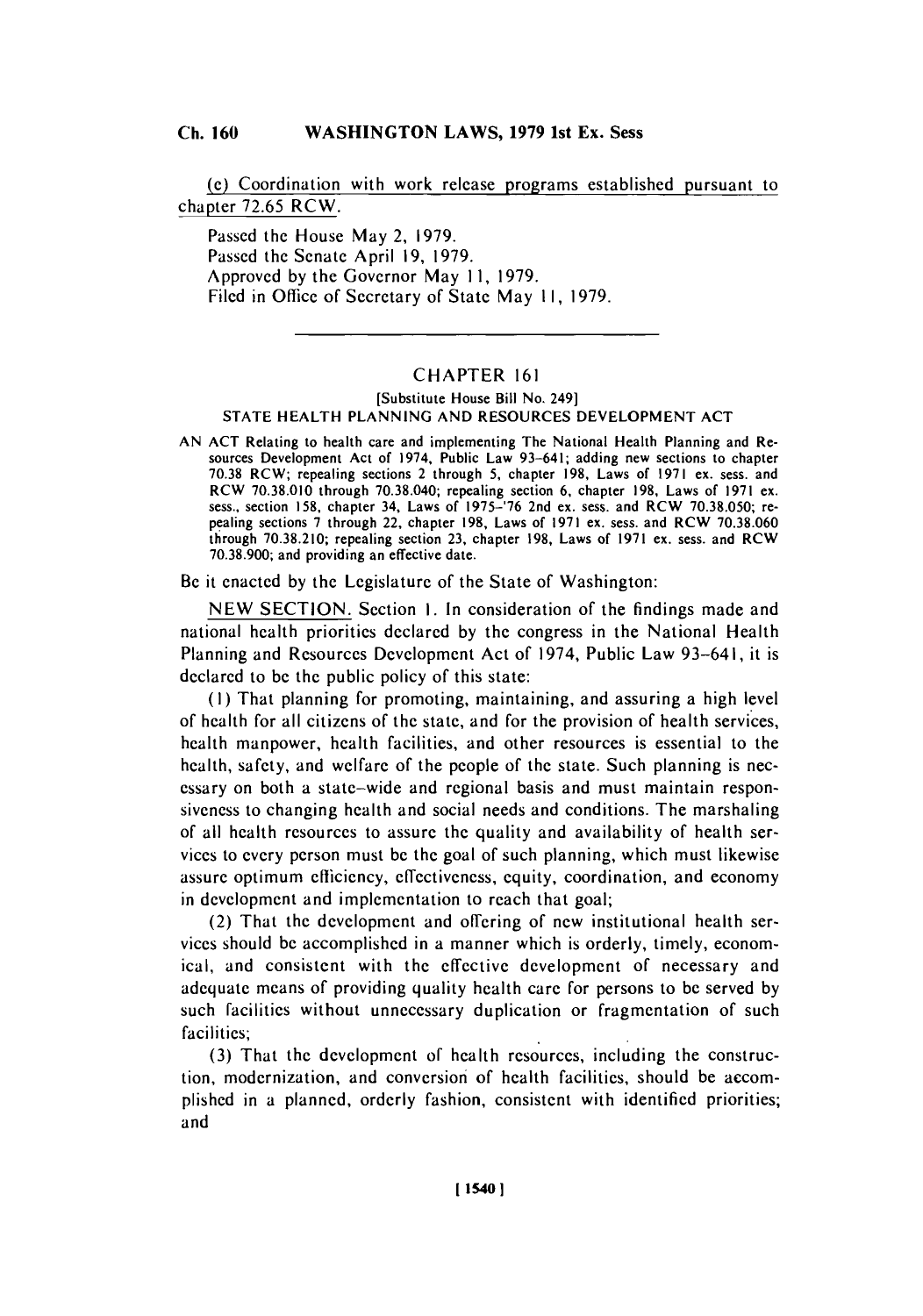(c) Coordination with work release programs established pursuant to chapter 72.65 RCW.

Passed the House May 2, 1979.
Passed the Senate April 19, 1979.
Approved by the Governor May 11, 1979.
Filed in Office of Secretary of State May 11, 1979.

---

## CHAPTER 161

[Substitute House Bill No. 249]

### STATE HEALTH PLANNING AND RESOURCES DEVELOPMENT ACT

AN ACT Relating to health care and implementing The National Health Planning and Resources Development Act of 1974, Public Law 93-641; adding new sections to chapter 70.38 RCW; repealing sections 2 through 5, chapter 198, Laws of 1971 ex. sess. and RCW 70.38.010 through 70.38.040; repealing section 6, chapter 198, Laws of 1971 ex. sess., section 158, chapter 34, Laws of 1975-'76 2nd ex. sess. and RCW 70.38.050; repealing sections 7 through 22, chapter 198, Laws of 1971 ex. sess. and RCW 70.38.060 through 70.38.210; repealing section 23, chapter 198, Laws of 1971 ex. sess. and RCW 70.38.900; and providing an effective date.

Be it enacted by the Legislature of the State of Washington:

NEW SECTION. Section 1. In consideration of the findings made and national health priorities declared by the congress in the National Health Planning and Resources Development Act of 1974, Public Law 93-641, it is declared to be the public policy of this state:

(1) That planning for promoting, maintaining, and assuring a high level of health for all citizens of the state, and for the provision of health services, health manpower, health facilities, and other resources is essential to the health, safety, and welfare of the people of the state. Such planning is necessary on both a state-wide and regional basis and must maintain responsiveness to changing health and social needs and conditions. The marshaling of all health resources to assure the quality and availability of health services to every person must be the goal of such planning, which must likewise assure optimum efficiency, effectiveness, equity, coordination, and economy in development and implementation to reach that goal;

(2) That the development and offering of new institutional health services should be accomplished in a manner which is orderly, timely, economical, and consistent with the effective development of necessary and adequate means of providing quality health care for persons to be served by such facilities without unnecessary duplication or fragmentation of such facilities;

(3) That the development of health resources, including the construction, modernization, and conversion of health facilities, should be accomplished in a planned, orderly fashion, consistent with identified priorities; and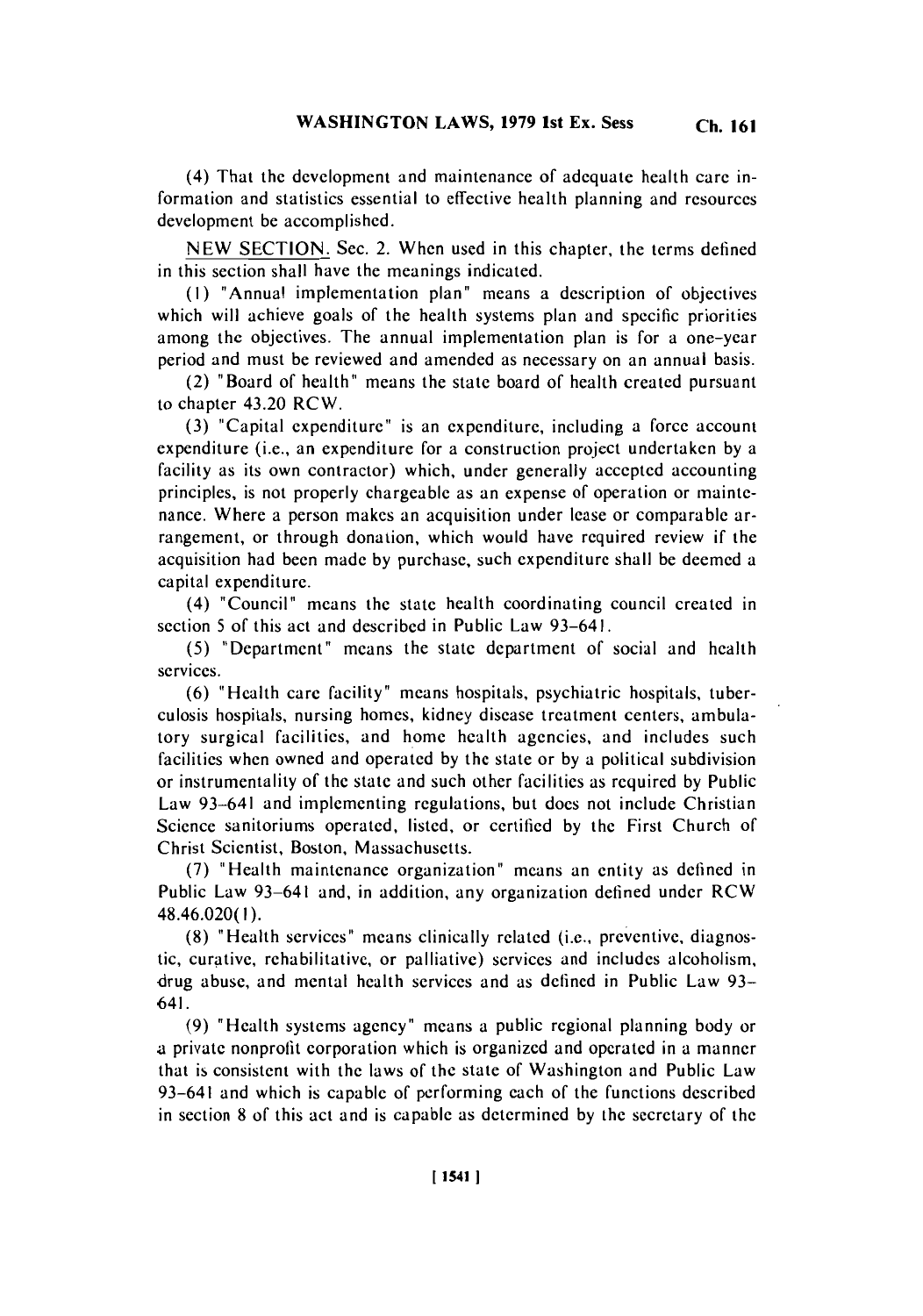(4) That the development and maintenance of adequate health care information and statistics essential to effective health planning and resources development be accomplished.

NEW SECTION. Sec. 2. When used in this chapter, the terms defined in this section shall have the meanings indicated.

(1) "Annual implementation plan" means a description of objectives which will achieve goals of the health systems plan and specific priorities among the objectives. The annual implementation plan is for a one-year period and must be reviewed and amended as necessary on an annual basis.

(2) "Board of health" means the state board of health created pursuant to chapter 43.20 RCW.

(3) "Capital expenditure" is an expenditure, including a force account expenditure (i.e., an expenditure for a construction project undertaken by a facility as its own contractor) which, under generally accepted accounting principles, is not properly chargeable as an expense of operation or maintenance. Where a person makes an acquisition under lease or comparable arrangement, or through donation, which would have required review if the acquisition had been made by purchase, such expenditure shall be deemed a capital expenditure.

(4) "Council" means the state health coordinating council created in section 5 of this act and described in Public Law 93-641.

(5) "Department" means the state department of social and health services.

(6) "Health care facility" means hospitals, psychiatric hospitals, tuberculosis hospitals, nursing homes, kidney disease treatment centers, ambulatory surgical facilities, and home health agencies, and includes such facilities when owned and operated by the state or by a political subdivision or instrumentality of the state and such other facilities as required by Public Law 93-641 and implementing regulations, but does not include Christian Science sanitoriums operated, listed, or certified by the First Church of Christ Scientist, Boston, Massachusetts.

(7) "Health maintenance organization" means an entity as defined in Public Law 93-641 and, in addition, any organization defined under RCW 48.46.020(1).

(8) "Health services" means clinically related (i.e., preventive, diagnostic, curative, rehabilitative, or palliative) services and includes alcoholism, drug abuse, and mental health services and as defined in Public Law 93-641.

(9) "Health systems agency" means a public regional planning body or a private nonprofit corporation which is organized and operated in a manner that is consistent with the laws of the state of Washington and Public Law 93-641 and which is capable of performing each of the functions described in section 8 of this act and is capable as determined by the secretary of the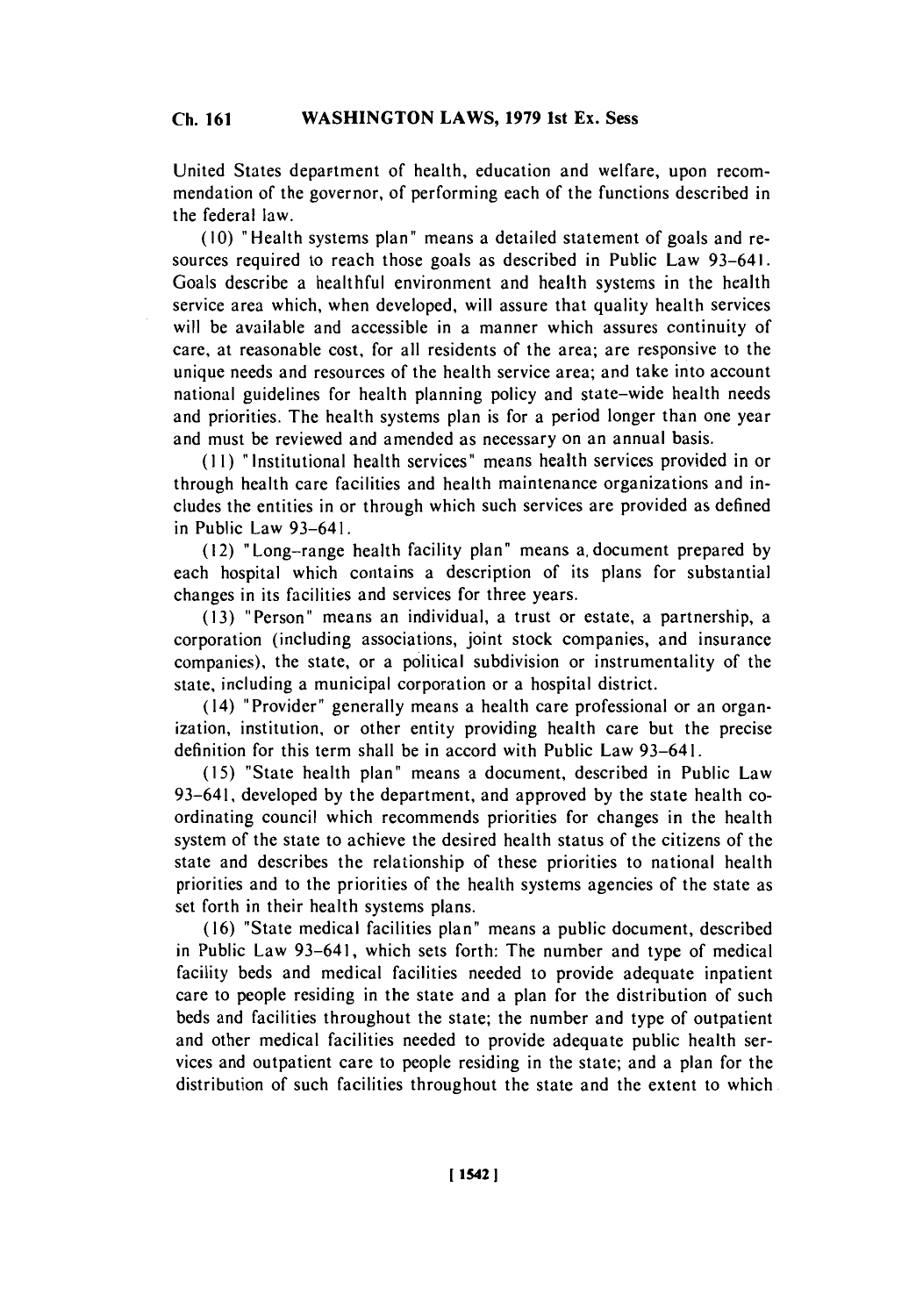United States department of health, education and welfare, upon recommendation of the governor, of performing each of the functions described in the federal law.

(10) "Health systems plan" means a detailed statement of goals and resources required to reach those goals as described in Public Law 93-641. Goals describe a healthful environment and health systems in the health service area which, when developed, will assure that quality health services will be available and accessible in a manner which assures continuity of care, at reasonable cost, for all residents of the area; are responsive to the unique needs and resources of the health service area; and take into account national guidelines for health planning policy and state-wide health needs and priorities. The health systems plan is for a period longer than one year and must be reviewed and amended as necessary on an annual basis.

(11) "Institutional health services" means health services provided in or through health care facilities and health maintenance organizations and includes the entities in or through which such services are provided as defined in Public Law 93-641.

(12) "Long-range health facility plan" means a document prepared by each hospital which contains a description of its plans for substantial changes in its facilities and services for three years.

(13) "Person" means an individual, a trust or estate, a partnership, a corporation (including associations, joint stock companies, and insurance companies), the state, or a political subdivision or instrumentality of the state, including a municipal corporation or a hospital district.

(14) "Provider" generally means a health care professional or an organization, institution, or other entity providing health care but the precise definition for this term shall be in accord with Public Law 93-641.

(15) "State health plan" means a document, described in Public Law 93-641, developed by the department, and approved by the state health coordinating council which recommends priorities for changes in the health system of the state to achieve the desired health status of the citizens of the state and describes the relationship of these priorities to national health priorities and to the priorities of the health systems agencies of the state as set forth in their health systems plans.

(16) "State medical facilities plan" means a public document, described in Public Law 93-641, which sets forth: The number and type of medical facility beds and medical facilities needed to provide adequate inpatient care to people residing in the state and a plan for the distribution of such beds and facilities throughout the state; the number and type of outpatient and other medical facilities needed to provide adequate public health services and outpatient care to people residing in the state; and a plan for the distribution of such facilities throughout the state and the extent to which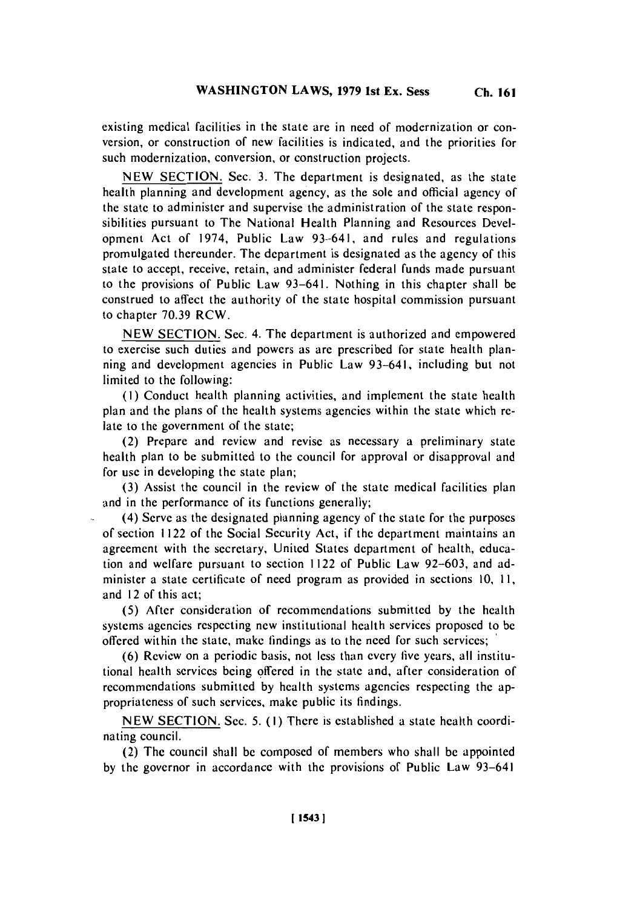existing medical facilities in the state are in need of modernization or conversion, or construction of new facilities is indicated, and the priorities for such modernization, conversion, or construction projects.

NEW SECTION. Sec. 3. The department is designated, as the state health planning and development agency, as the sole and official agency of the state to administer and supervise the administration of the state responsibilities pursuant to The National Health Planning and Resources Development Act of 1974, Public Law 93-641, and rules and regulations promulgated thereunder. The department is designated as the agency of this state to accept, receive, retain, and administer federal funds made pursuant to the provisions of Public Law 93-641. Nothing in this chapter shall be construed to affect the authority of the state hospital commission pursuant to chapter 70.39 RCW.

NEW SECTION. Sec. 4. The department is authorized and empowered to exercise such duties and powers as are prescribed for state health planning and development agencies in Public Law 93-641, including but not limited to the following:

(1) Conduct health planning activities, and implement the state health plan and the plans of the health systems agencies within the state which relate to the government of the state;

(2) Prepare and review and revise as necessary a preliminary state health plan to be submitted to the council for approval or disapproval and for use in developing the state plan;

(3) Assist the council in the review of the state medical facilities plan and in the performance of its functions generally;

(4) Serve as the designated planning agency of the state for the purposes of section 1122 of the Social Security Act, if the department maintains an agreement with the secretary, United States department of health, education and welfare pursuant to section 1122 of Public Law 92-603, and administer a state certificate of need program as provided in sections 10, 11, and 12 of this act;

(5) After consideration of recommendations submitted by the health systems agencies respecting new institutional health services proposed to be offered within the state, make findings as to the need for such services;

(6) Review on a periodic basis, not less than every five years, all institutional health services being offered in the state and, after consideration of recommendations submitted by health systems agencies respecting the appropriateness of such services, make public its findings.

NEW SECTION. Sec. 5. (1) There is established a state health coordinating council.

(2) The council shall be composed of members who shall be appointed by the governor in accordance with the provisions of Public Law 93-641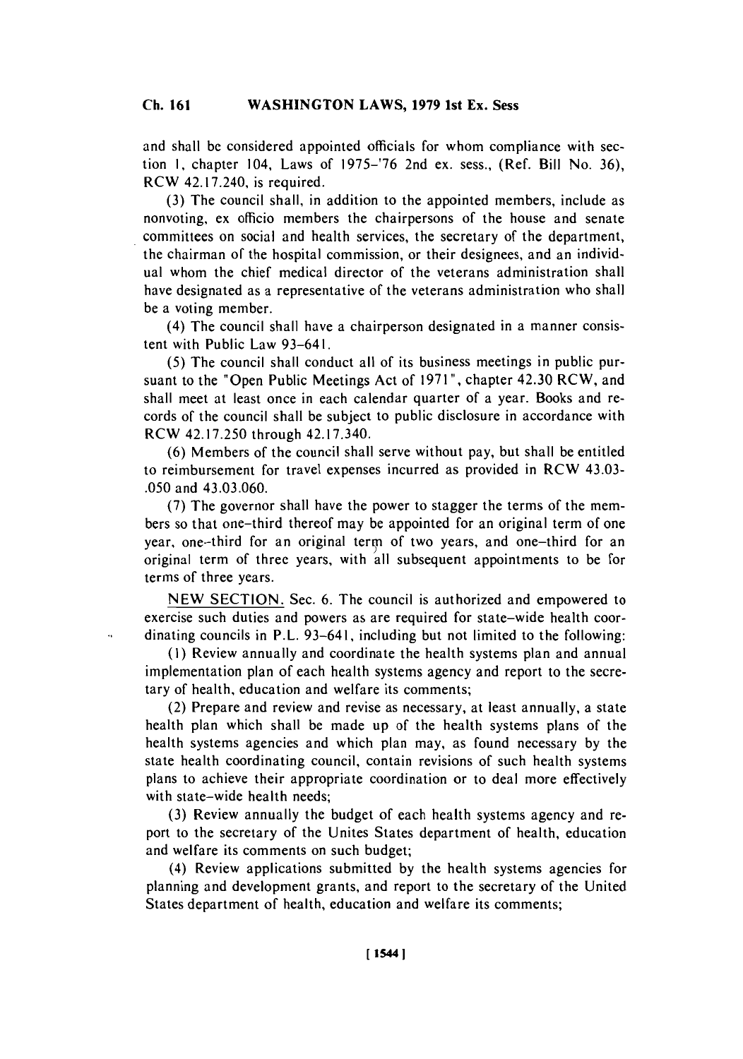and shall be considered appointed officials for whom compliance with section 1, chapter 104, Laws of 1975-'76 2nd ex. sess., (Ref. Bill No. 36), RCW 42.17.240, is required.

(3) The council shall, in addition to the appointed members, include as nonvoting, ex officio members the chairpersons of the house and senate committees on social and health services, the secretary of the department, the chairman of the hospital commission, or their designees, and an individual whom the chief medical director of the veterans administration shall have designated as a representative of the veterans administration who shall be a voting member.

(4) The council shall have a chairperson designated in a manner consistent with Public Law 93-641.

(5) The council shall conduct all of its business meetings in public pursuant to the "Open Public Meetings Act of 1971", chapter 42.30 RCW, and shall meet at least once in each calendar quarter of a year. Books and records of the council shall be subject to public disclosure in accordance with RCW 42.17.250 through 42.17.340.

(6) Members of the council shall serve without pay, but shall be entitled to reimbursement for travel expenses incurred as provided in RCW 43.03-.050 and 43.03.060.

(7) The governor shall have the power to stagger the terms of the members so that one-third thereof may be appointed for an original term of one year, one-third for an original term of two years, and one-third for an original term of three years, with all subsequent appointments to be for terms of three years.

NEW SECTION. Sec. 6. The council is authorized and empowered to exercise such duties and powers as are required for state-wide health coordinating councils in P.L. 93-641, including but not limited to the following:

(1) Review annually and coordinate the health systems plan and annual implementation plan of each health systems agency and report to the secretary of health, education and welfare its comments;

(2) Prepare and review and revise as necessary, at least annually, a state health plan which shall be made up of the health systems plans of the health systems agencies and which plan may, as found necessary by the state health coordinating council, contain revisions of such health systems plans to achieve their appropriate coordination or to deal more effectively with state-wide health needs;

(3) Review annually the budget of each health systems agency and report to the secretary of the Unites States department of health, education and welfare its comments on such budget;

(4) Review applications submitted by the health systems agencies for planning and development grants, and report to the secretary of the United States department of health, education and welfare its comments;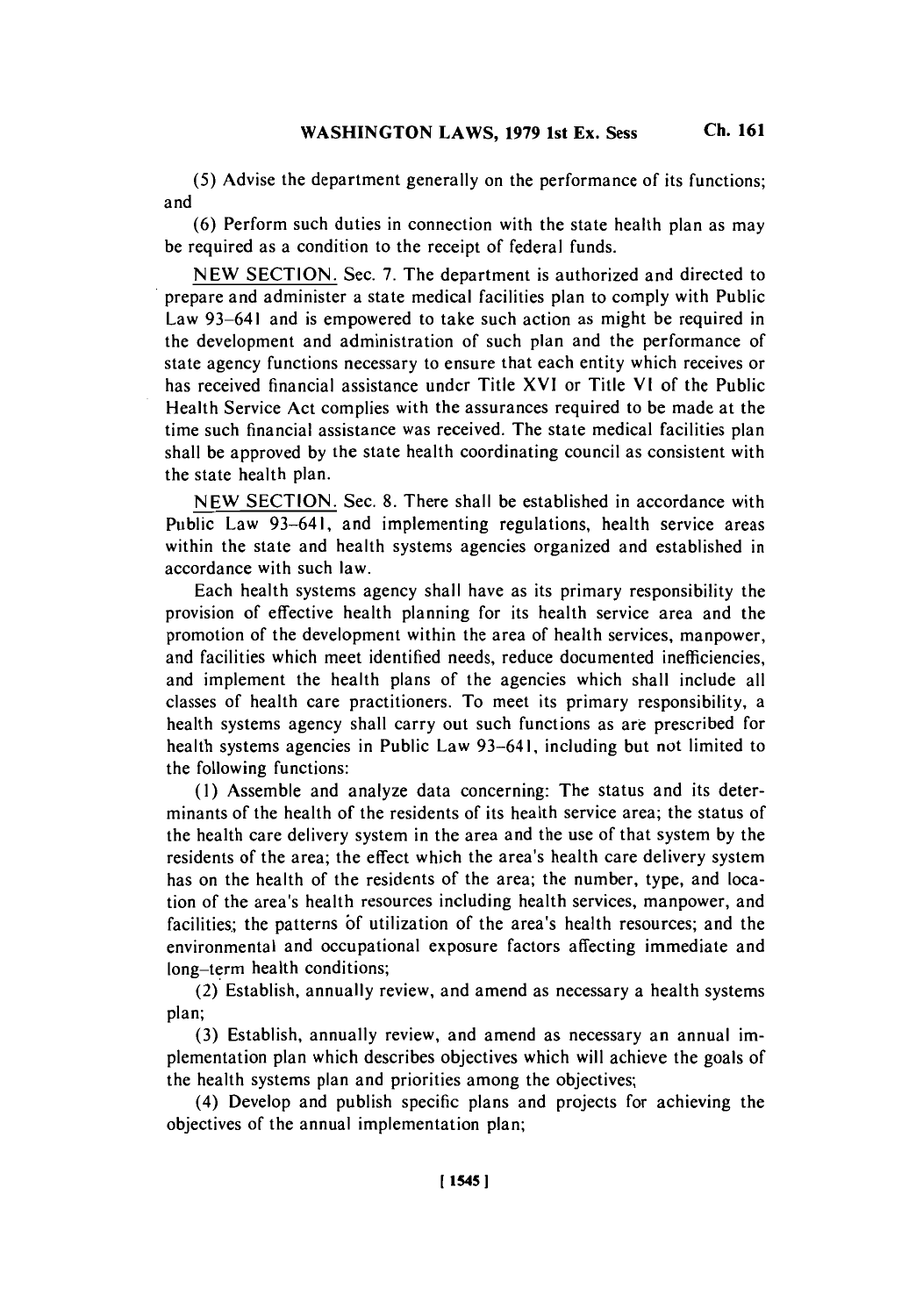(5) Advise the department generally on the performance of its functions; and

(6) Perform such duties in connection with the state health plan as may be required as a condition to the receipt of federal funds.

NEW SECTION. Sec. 7. The department is authorized and directed to prepare and administer a state medical facilities plan to comply with Public Law 93-641 and is empowered to take such action as might be required in the development and administration of such plan and the performance of state agency functions necessary to ensure that each entity which receives or has received financial assistance under Title XVI or Title VI of the Public Health Service Act complies with the assurances required to be made at the time such financial assistance was received. The state medical facilities plan shall be approved by the state health coordinating council as consistent with the state health plan.

NEW SECTION. Sec. 8. There shall be established in accordance with Public Law 93-641, and implementing regulations, health service areas within the state and health systems agencies organized and established in accordance with such law.

Each health systems agency shall have as its primary responsibility the provision of effective health planning for its health service area and the promotion of the development within the area of health services, manpower, and facilities which meet identified needs, reduce documented inefficiencies, and implement the health plans of the agencies which shall include all classes of health care practitioners. To meet its primary responsibility, a health systems agency shall carry out such functions as are prescribed for health systems agencies in Public Law 93-641, including but not limited to the following functions:

(1) Assemble and analyze data concerning: The status and its determinants of the health of the residents of its health service area; the status of the health care delivery system in the area and the use of that system by the residents of the area; the effect which the area's health care delivery system has on the health of the residents of the area; the number, type, and location of the area's health resources including health services, manpower, and facilities; the patterns of utilization of the area's health resources; and the environmental and occupational exposure factors affecting immediate and long-term health conditions;

(2) Establish, annually review, and amend as necessary a health systems plan;

(3) Establish, annually review, and amend as necessary an annual implementation plan which describes objectives which will achieve the goals of the health systems plan and priorities among the objectives;

(4) Develop and publish specific plans and projects for achieving the objectives of the annual implementation plan;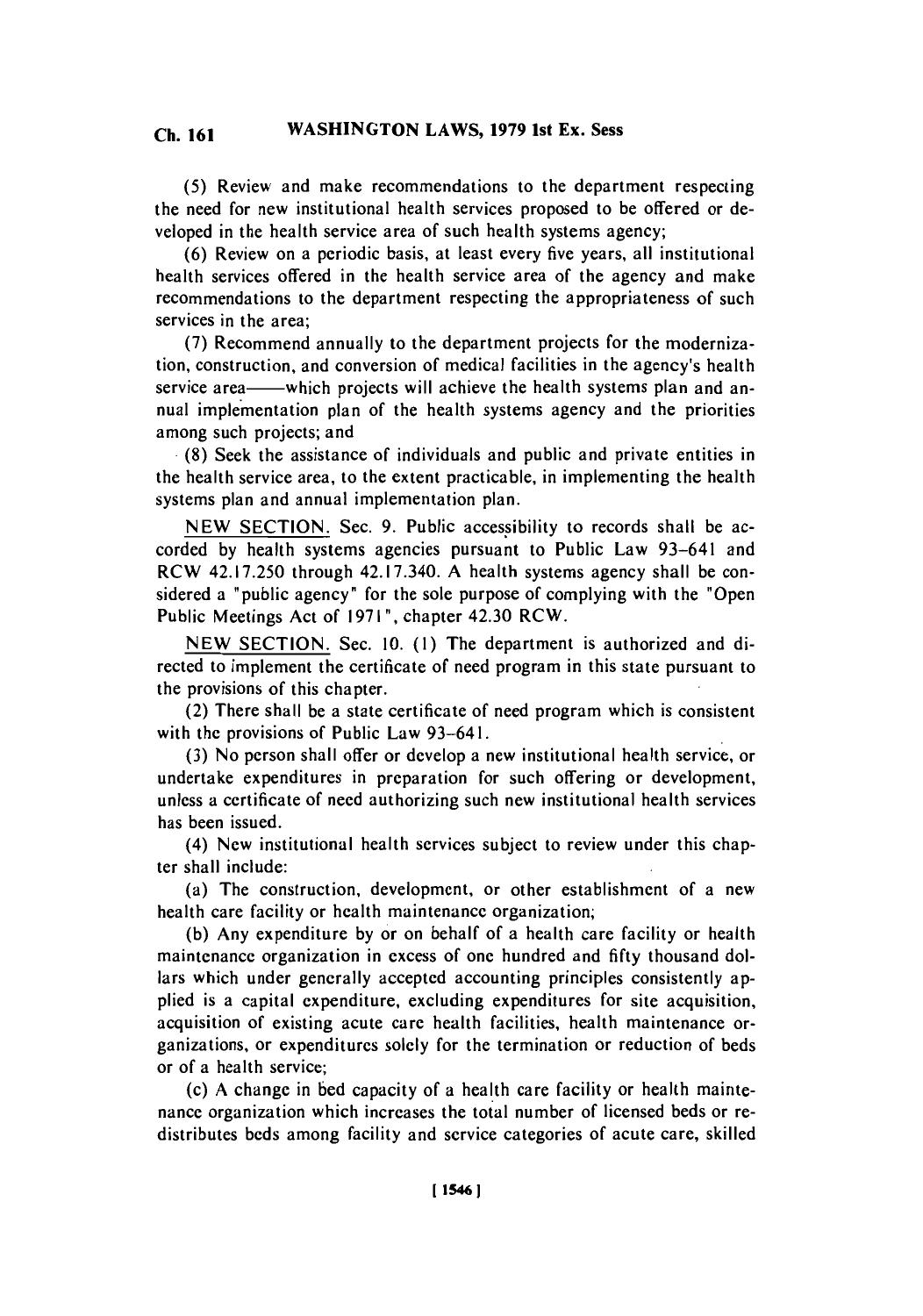(5) Review and make recommendations to the department respecting the need for new institutional health services proposed to be offered or developed in the health service area of such health systems agency;

(6) Review on a periodic basis, at least every five years, all institutional health services offered in the health service area of the agency and make recommendations to the department respecting the appropriateness of such services in the area;

(7) Recommend annually to the department projects for the modernization, construction, and conversion of medical facilities in the agency's health service area——which projects will achieve the health systems plan and annual implementation plan of the health systems agency and the priorities among such projects; and

(8) Seek the assistance of individuals and public and private entities in the health service area, to the extent practicable, in implementing the health systems plan and annual implementation plan.

NEW SECTION. Sec. 9. Public accessibility to records shall be accorded by health systems agencies pursuant to Public Law 93-641 and RCW 42.17.250 through 42.17.340. A health systems agency shall be considered a "public agency" for the sole purpose of complying with the "Open Public Meetings Act of 1971", chapter 42.30 RCW.

NEW SECTION. Sec. 10. (1) The department is authorized and directed to implement the certificate of need program in this state pursuant to the provisions of this chapter.

(2) There shall be a state certificate of need program which is consistent with the provisions of Public Law 93-641.

(3) No person shall offer or develop a new institutional health service, or undertake expenditures in preparation for such offering or development, unless a certificate of need authorizing such new institutional health services has been issued.

(4) New institutional health services subject to review under this chapter shall include:

(a) The construction, development, or other establishment of a new health care facility or health maintenance organization;

(b) Any expenditure by or on behalf of a health care facility or health maintenance organization in excess of one hundred and fifty thousand dollars which under generally accepted accounting principles consistently applied is a capital expenditure, excluding expenditures for site acquisition, acquisition of existing acute care health facilities, health maintenance organizations, or expenditures solely for the termination or reduction of beds or of a health service;

(c) A change in bed capacity of a health care facility or health maintenance organization which increases the total number of licensed beds or redistributes beds among facility and service categories of acute care, skilled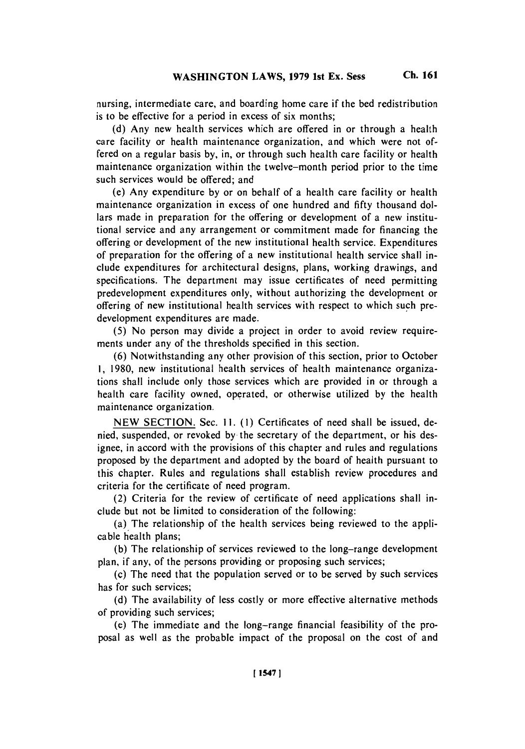nursing, intermediate care, and boarding home care if the bed redistribution is to be effective for a period in excess of six months;

(d) Any new health services which are offered in or through a health care facility or health maintenance organization, and which were not offered on a regular basis by, in, or through such health care facility or health maintenance organization within the twelve-month period prior to the time such services would be offered; and

(e) Any expenditure by or on behalf of a health care facility or health maintenance organization in excess of one hundred and fifty thousand dollars made in preparation for the offering or development of a new institutional service and any arrangement or commitment made for financing the offering or development of the new institutional health service. Expenditures of preparation for the offering of a new institutional health service shall include expenditures for architectural designs, plans, working drawings, and specifications. The department may issue certificates of need permitting predevelopment expenditures only, without authorizing the development or offering of new institutional health services with respect to which such predevelopment expenditures are made.

(5) No person may divide a project in order to avoid review requirements under any of the thresholds specified in this section.

(6) Notwithstanding any other provision of this section, prior to October 1, 1980, new institutional health services of health maintenance organizations shall include only those services which are provided in or through a health care facility owned, operated, or otherwise utilized by the health maintenance organization.

NEW SECTION. Sec. 11. (1) Certificates of need shall be issued, denied, suspended, or revoked by the secretary of the department, or his designee, in accord with the provisions of this chapter and rules and regulations proposed by the department and adopted by the board of health pursuant to this chapter. Rules and regulations shall establish review procedures and criteria for the certificate of need program.

(2) Criteria for the review of certificate of need applications shall include but not be limited to consideration of the following:

(a) The relationship of the health services being reviewed to the applicable health plans;

(b) The relationship of services reviewed to the long-range development plan, if any, of the persons providing or proposing such services;

(c) The need that the population served or to be served by such services has for such services;

(d) The availability of less costly or more effective alternative methods of providing such services;

(e) The immediate and the long-range financial feasibility of the proposal as well as the probable impact of the proposal on the cost of and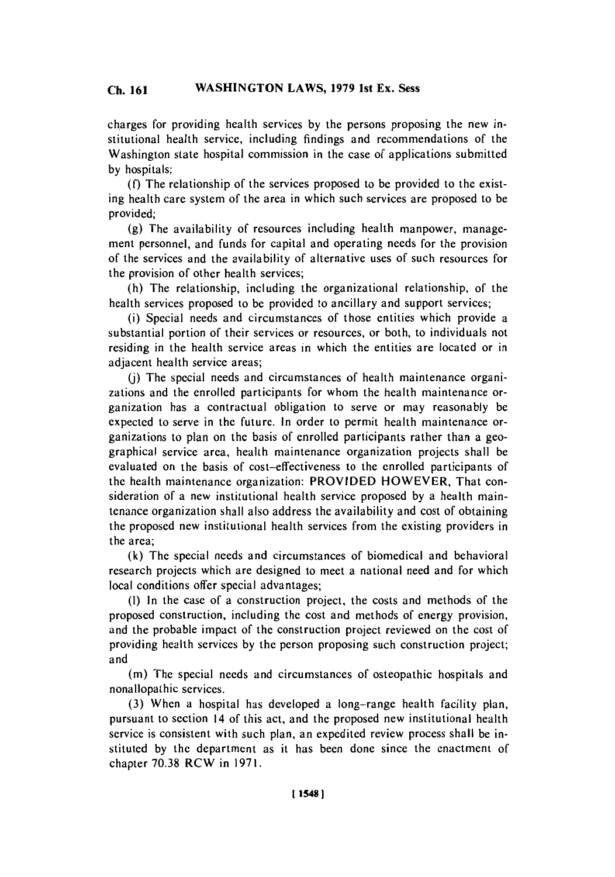charges for providing health services by the persons proposing the new institutional health service, including findings and recommendations of the Washington state hospital commission in the case of applications submitted by hospitals;

(f) The relationship of the services proposed to be provided to the existing health care system of the area in which such services are proposed to be provided;

(g) The availability of resources including health manpower, management personnel, and funds for capital and operating needs for the provision of the services and the availability of alternative uses of such resources for the provision of other health services;

(h) The relationship, including the organizational relationship, of the health services proposed to be provided to ancillary and support services;

(i) Special needs and circumstances of those entities which provide a substantial portion of their services or resources, or both, to individuals not residing in the health service areas in which the entities are located or in adjacent health service areas;

(j) The special needs and circumstances of health maintenance organizations and the enrolled participants for whom the health maintenance organization has a contractual obligation to serve or may reasonably be expected to serve in the future. In order to permit health maintenance organizations to plan on the basis of enrolled participants rather than a geographical service area, health maintenance organization projects shall be evaluated on the basis of cost-effectiveness to the enrolled participants of the health maintenance organization: PROVIDED HOWEVER, That consideration of a new institutional health service proposed by a health maintenance organization shall also address the availability and cost of obtaining the proposed new institutional health services from the existing providers in the area;

(k) The special needs and circumstances of biomedical and behavioral research projects which are designed to meet a national need and for which local conditions offer special advantages;

(l) In the case of a construction project, the costs and methods of the proposed construction, including the cost and methods of energy provision, and the probable impact of the construction project reviewed on the cost of providing health services by the person proposing such construction project; and

(m) The special needs and circumstances of osteopathic hospitals and nonallopathic services.

(3) When a hospital has developed a long-range health facility plan, pursuant to section 14 of this act, and the proposed new institutional health service is consistent with such plan, an expedited review process shall be instituted by the department as it has been done since the enactment of chapter 70.38 RCW in 1971.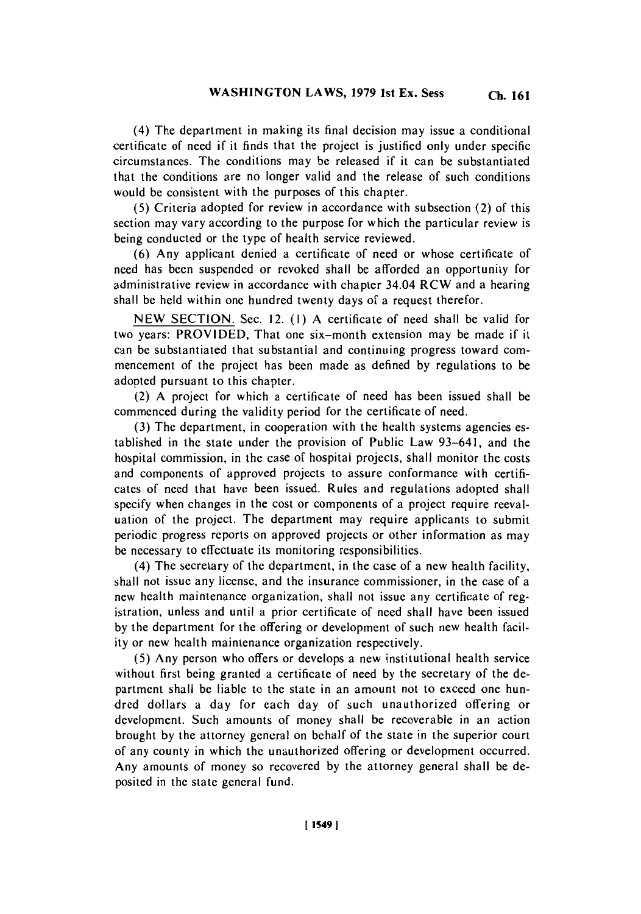(4) The department in making its final decision may issue a conditional certificate of need if it finds that the project is justified only under specific circumstances. The conditions may be released if it can be substantiated that the conditions are no longer valid and the release of such conditions would be consistent with the purposes of this chapter.

(5) Criteria adopted for review in accordance with subsection (2) of this section may vary according to the purpose for which the particular review is being conducted or the type of health service reviewed.

(6) Any applicant denied a certificate of need or whose certificate of need has been suspended or revoked shall be afforded an opportunity for administrative review in accordance with chapter 34.04 RCW and a hearing shall be held within one hundred twenty days of a request therefor.

NEW SECTION. Sec. 12. (1) A certificate of need shall be valid for two years: PROVIDED, That one six-month extension may be made if it can be substantiated that substantial and continuing progress toward commencement of the project has been made as defined by regulations to be adopted pursuant to this chapter.

(2) A project for which a certificate of need has been issued shall be commenced during the validity period for the certificate of need.

(3) The department, in cooperation with the health systems agencies established in the state under the provision of Public Law 93-641, and the hospital commission, in the case of hospital projects, shall monitor the costs and components of approved projects to assure conformance with certificates of need that have been issued. Rules and regulations adopted shall specify when changes in the cost or components of a project require reevaluation of the project. The department may require applicants to submit periodic progress reports on approved projects or other information as may be necessary to effectuate its monitoring responsibilities.

(4) The secretary of the department, in the case of a new health facility, shall not issue any license, and the insurance commissioner, in the case of a new health maintenance organization, shall not issue any certificate of registration, unless and until a prior certificate of need shall have been issued by the department for the offering or development of such new health facility or new health maintenance organization respectively.

(5) Any person who offers or develops a new institutional health service without first being granted a certificate of need by the secretary of the department shall be liable to the state in an amount not to exceed one hundred dollars a day for each day of such unauthorized offering or development. Such amounts of money shall be recoverable in an action brought by the attorney general on behalf of the state in the superior court of any county in which the unauthorized offering or development occurred. Any amounts of money so recovered by the attorney general shall be deposited in the state general fund.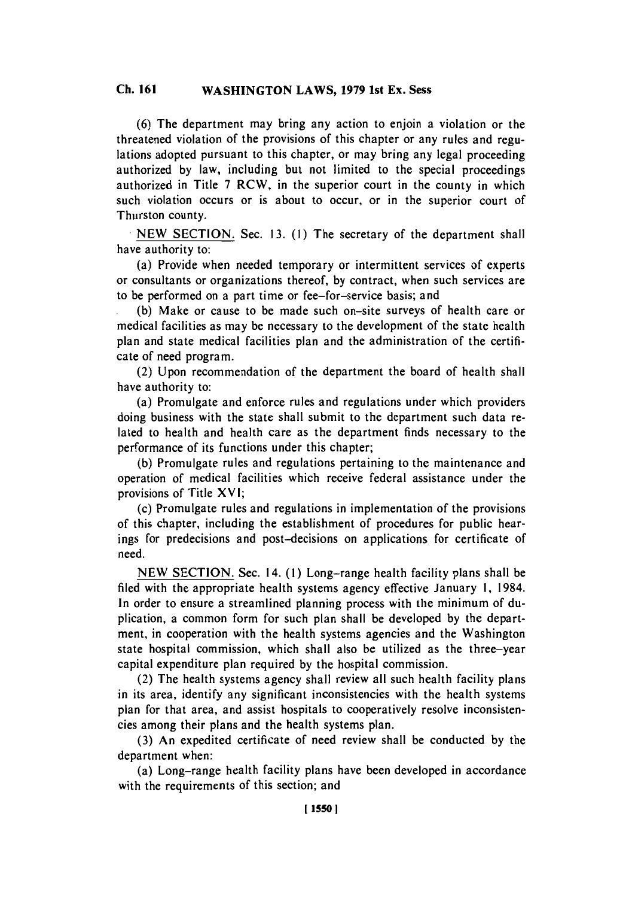(6) The department may bring any action to enjoin a violation or the threatened violation of the provisions of this chapter or any rules and regulations adopted pursuant to this chapter, or may bring any legal proceeding authorized by law, including but not limited to the special proceedings authorized in Title 7 RCW, in the superior court in the county in which such violation occurs or is about to occur, or in the superior court of Thurston county.

NEW SECTION. Sec. 13. (1) The secretary of the department shall have authority to:

(a) Provide when needed temporary or intermittent services of experts or consultants or organizations thereof, by contract, when such services are to be performed on a part time or fee-for-service basis; and

(b) Make or cause to be made such on-site surveys of health care or medical facilities as may be necessary to the development of the state health plan and state medical facilities plan and the administration of the certificate of need program.

(2) Upon recommendation of the department the board of health shall have authority to:

(a) Promulgate and enforce rules and regulations under which providers doing business with the state shall submit to the department such data related to health and health care as the department finds necessary to the performance of its functions under this chapter;

(b) Promulgate rules and regulations pertaining to the maintenance and operation of medical facilities which receive federal assistance under the provisions of Title XVI;

(c) Promulgate rules and regulations in implementation of the provisions of this chapter, including the establishment of procedures for public hearings for predecisions and post-decisions on applications for certificate of need.

NEW SECTION. Sec. 14. (1) Long-range health facility plans shall be filed with the appropriate health systems agency effective January 1, 1984. In order to ensure a streamlined planning process with the minimum of duplication, a common form for such plan shall be developed by the department, in cooperation with the health systems agencies and the Washington state hospital commission, which shall also be utilized as the three-year capital expenditure plan required by the hospital commission.

(2) The health systems agency shall review all such health facility plans in its area, identify any significant inconsistencies with the health systems plan for that area, and assist hospitals to cooperatively resolve inconsistencies among their plans and the health systems plan.

(3) An expedited certificate of need review shall be conducted by the department when:

(a) Long-range health facility plans have been developed in accordance with the requirements of this section; and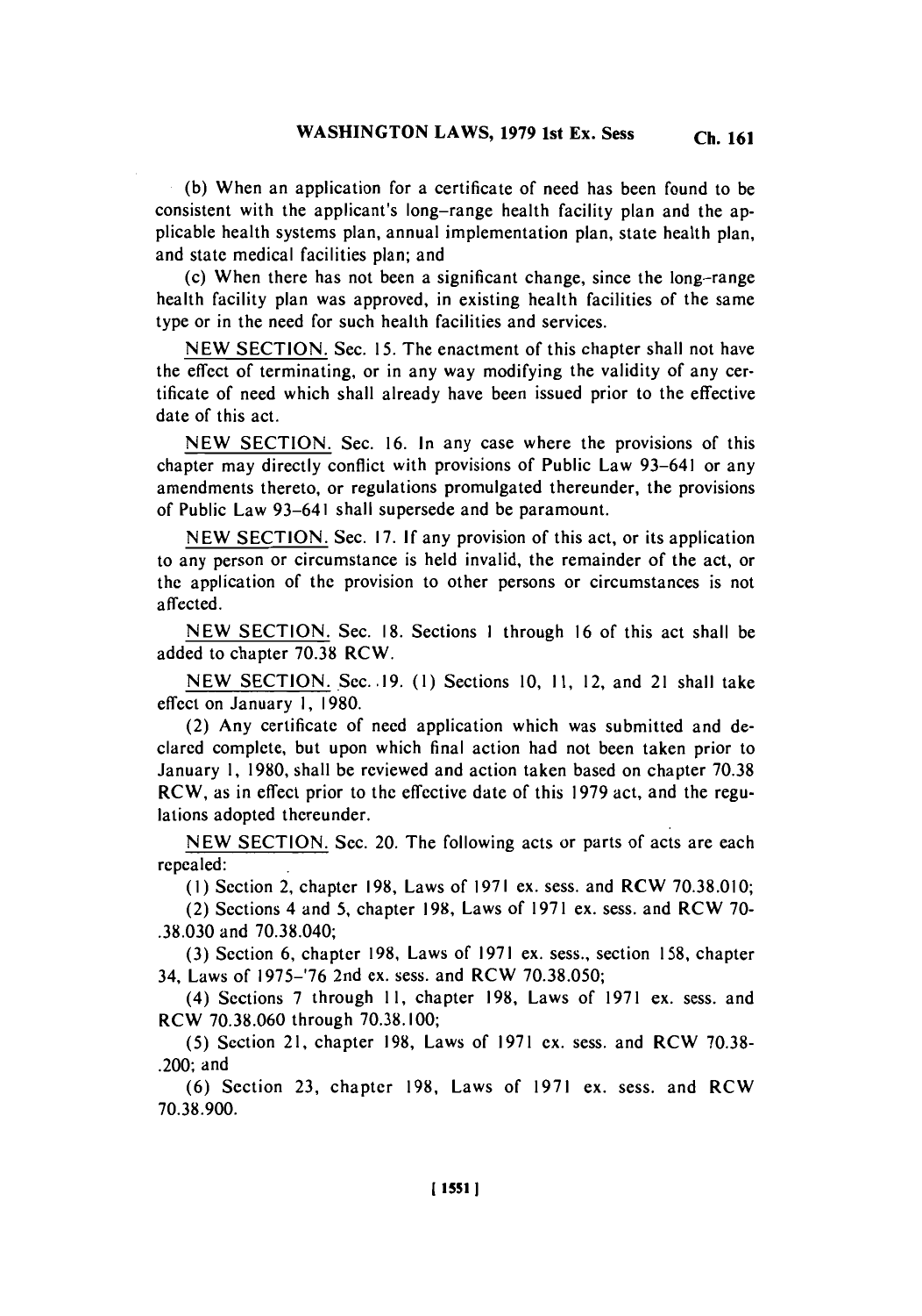(b) When an application for a certificate of need has been found to be consistent with the applicant's long-range health facility plan and the applicable health systems plan, annual implementation plan, state health plan, and state medical facilities plan; and

(c) When there has not been a significant change, since the long-range health facility plan was approved, in existing health facilities of the same type or in the need for such health facilities and services.

NEW SECTION. Sec. 15. The enactment of this chapter shall not have the effect of terminating, or in any way modifying the validity of any certificate of need which shall already have been issued prior to the effective date of this act.

NEW SECTION. Sec. 16. In any case where the provisions of this chapter may directly conflict with provisions of Public Law 93-641 or any amendments thereto, or regulations promulgated thereunder, the provisions of Public Law 93-641 shall supersede and be paramount.

NEW SECTION. Sec. 17. If any provision of this act, or its application to any person or circumstance is held invalid, the remainder of the act, or the application of the provision to other persons or circumstances is not affected.

NEW SECTION. Sec. 18. Sections 1 through 16 of this act shall be added to chapter 70.38 RCW.

NEW SECTION. Sec. 19. (1) Sections 10, 11, 12, and 21 shall take effect on January 1, 1980.

(2) Any certificate of need application which was submitted and declared complete, but upon which final action had not been taken prior to January 1, 1980, shall be reviewed and action taken based on chapter 70.38 RCW, as in effect prior to the effective date of this 1979 act, and the regulations adopted thereunder.

NEW SECTION. Sec. 20. The following acts or parts of acts are each repealed:

(1) Section 2, chapter 198, Laws of 1971 ex. sess. and RCW 70.38.010;

(2) Sections 4 and 5, chapter 198, Laws of 1971 ex. sess. and RCW 70.38.030 and 70.38.040;

(3) Section 6, chapter 198, Laws of 1971 ex. sess., section 158, chapter 34, Laws of 1975-'76 2nd ex. sess. and RCW 70.38.050;

(4) Sections 7 through 11, chapter 198, Laws of 1971 ex. sess. and RCW 70.38.060 through 70.38.100;

(5) Section 21, chapter 198, Laws of 1971 ex. sess. and RCW 70.38.200; and

(6) Section 23, chapter 198, Laws of 1971 ex. sess. and RCW 70.38.900.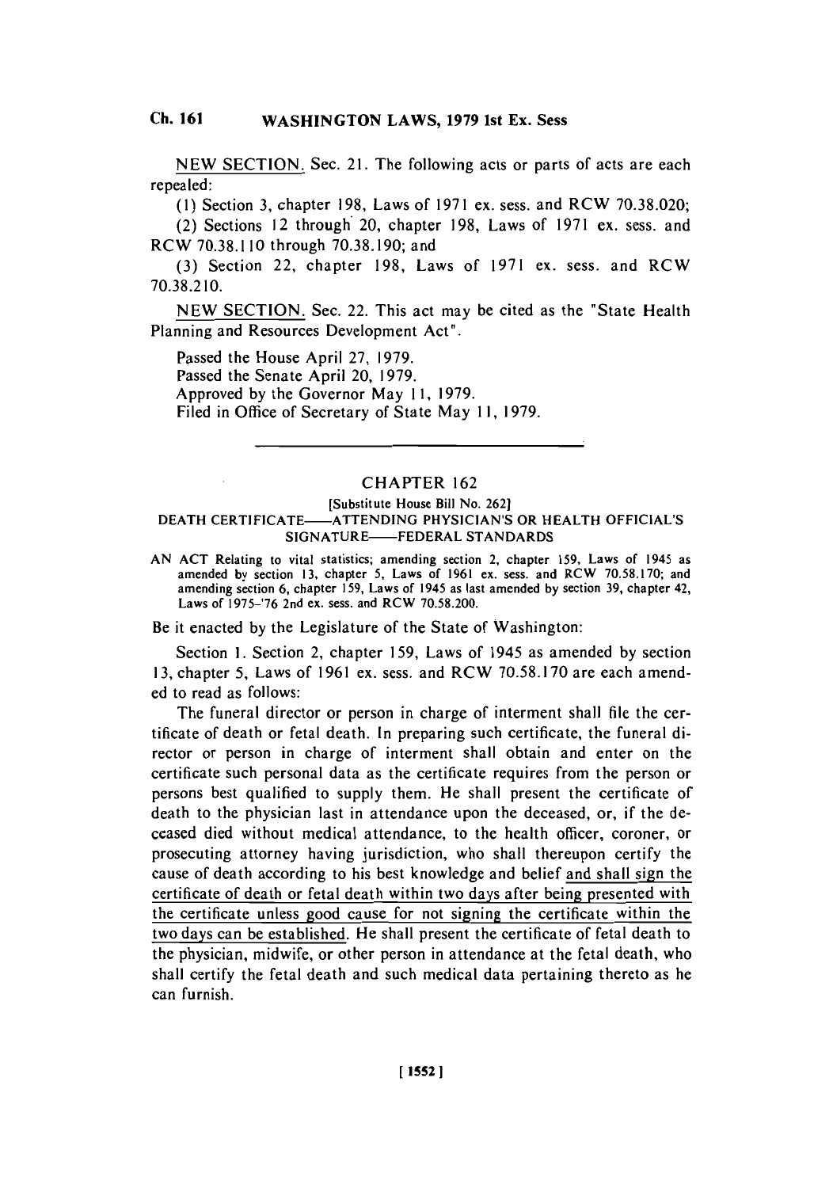NEW SECTION. Sec. 21. The following acts or parts of acts are each repealed:

(1) Section 3, chapter 198, Laws of 1971 ex. sess. and RCW 70.38.020;

(2) Sections 12 through 20, chapter 198, Laws of 1971 ex. sess. and RCW 70.38.110 through 70.38.190; and

(3) Section 22, chapter 198, Laws of 1971 ex. sess. and RCW 70.38.210.

NEW SECTION. Sec. 22. This act may be cited as the "State Health Planning and Resources Development Act".

Passed the House April 27, 1979.
Passed the Senate April 20, 1979.
Approved by the Governor May 11, 1979.
Filed in Office of Secretary of State May 11, 1979.

---

## CHAPTER 162

[Substitute House Bill No. 262]

### DEATH CERTIFICATE——ATTENDING PHYSICIAN'S OR HEALTH OFFICIAL'S SIGNATURE——FEDERAL STANDARDS

AN ACT Relating to vital statistics; amending section 2, chapter 159, Laws of 1945 as amended by section 13, chapter 5, Laws of 1961 ex. sess. and RCW 70.58.170; and amending section 6, chapter 159, Laws of 1945 as last amended by section 39, chapter 42, Laws of 1975-'76 2nd ex. sess. and RCW 70.58.200.

Be it enacted by the Legislature of the State of Washington:

Section 1. Section 2, chapter 159, Laws of 1945 as amended by section 13, chapter 5, Laws of 1961 ex. sess. and RCW 70.58.170 are each amended to read as follows:

The funeral director or person in charge of interment shall file the certificate of death or fetal death. In preparing such certificate, the funeral director or person in charge of interment shall obtain and enter on the certificate such personal data as the certificate requires from the person or persons best qualified to supply them. He shall present the certificate of death to the physician last in attendance upon the deceased, or, if the deceased died without medical attendance, to the health officer, coroner, or prosecuting attorney having jurisdiction, who shall thereupon certify the cause of death according to his best knowledge and belief and shall sign the certificate of death or fetal death within two days after being presented with the certificate unless good cause for not signing the certificate within the two days can be established. He shall present the certificate of fetal death to the physician, midwife, or other person in attendance at the fetal death, who shall certify the fetal death and such medical data pertaining thereto as he can furnish.